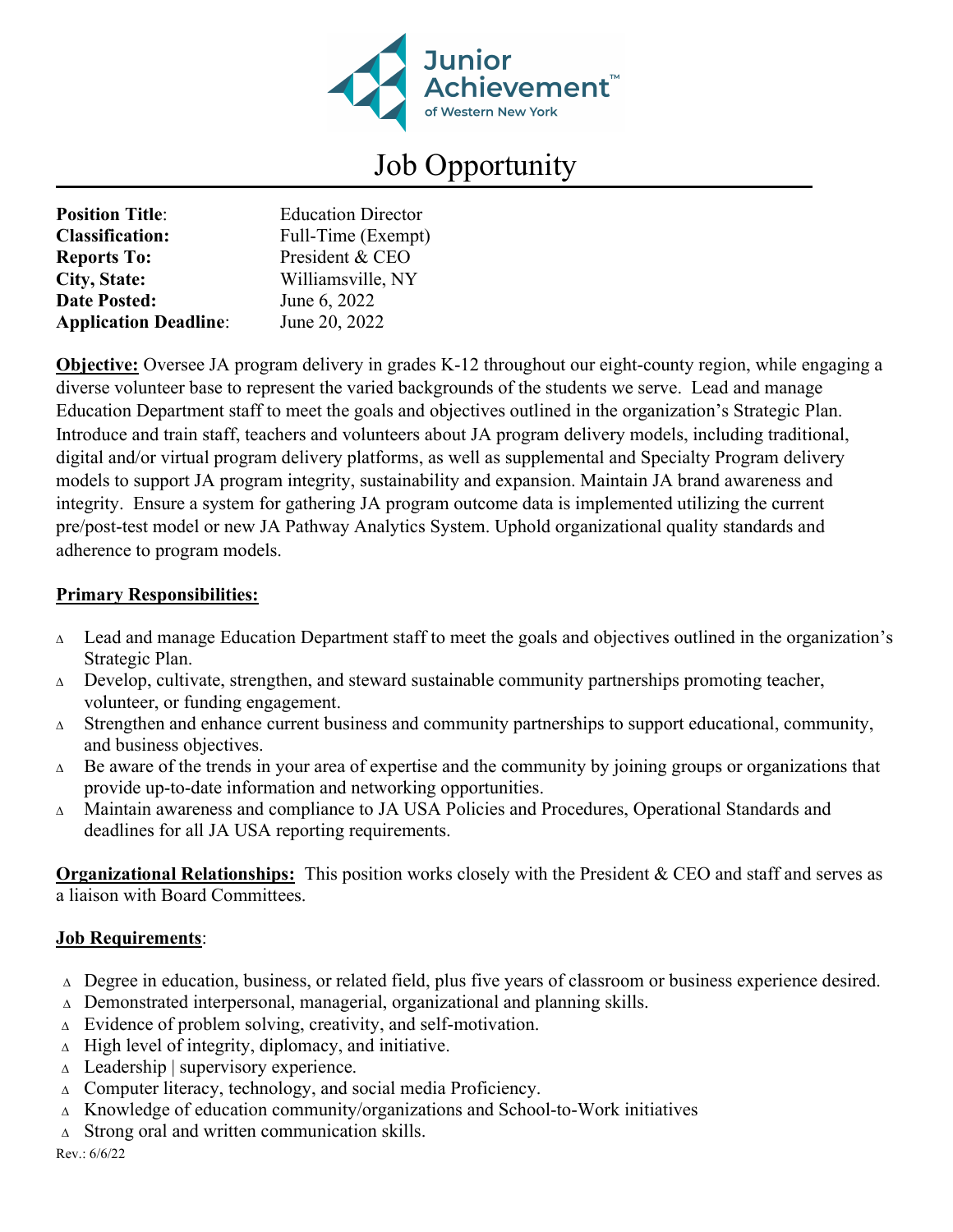Junior Achievement™ of Western New York

# Job Opportunity

| | |
|---|---|
| **Position Title**: | Education Director |
| **Classification:** | Full-Time (Exempt) |
| **Reports To:** | President & CEO |
| **City, State:** | Williamsville, NY |
| **Date Posted:** | June 6, 2022 |
| **Application Deadline**: | June 20, 2022 |

**Objective:** Oversee JA program delivery in grades K-12 throughout our eight-county region, while engaging a diverse volunteer base to represent the varied backgrounds of the students we serve. Lead and manage Education Department staff to meet the goals and objectives outlined in the organization's Strategic Plan. Introduce and train staff, teachers and volunteers about JA program delivery models, including traditional, digital and/or virtual program delivery platforms, as well as supplemental and Specialty Program delivery models to support JA program integrity, sustainability and expansion. Maintain JA brand awareness and integrity. Ensure a system for gathering JA program outcome data is implemented utilizing the current pre/post-test model or new JA Pathway Analytics System. Uphold organizational quality standards and adherence to program models.

**Primary Responsibilities:**

- Lead and manage Education Department staff to meet the goals and objectives outlined in the organization's Strategic Plan.
- Develop, cultivate, strengthen, and steward sustainable community partnerships promoting teacher, volunteer, or funding engagement.
- Strengthen and enhance current business and community partnerships to support educational, community, and business objectives.
- Be aware of the trends in your area of expertise and the community by joining groups or organizations that provide up-to-date information and networking opportunities.
- Maintain awareness and compliance to JA USA Policies and Procedures, Operational Standards and deadlines for all JA USA reporting requirements.

**Organizational Relationships:** This position works closely with the President & CEO and staff and serves as a liaison with Board Committees.

**Job Requirements**:

- Degree in education, business, or related field, plus five years of classroom or business experience desired.
- Demonstrated interpersonal, managerial, organizational and planning skills.
- Evidence of problem solving, creativity, and self-motivation.
- High level of integrity, diplomacy, and initiative.
- Leadership | supervisory experience.
- Computer literacy, technology, and social media Proficiency.
- Knowledge of education community/organizations and School-to-Work initiatives
- Strong oral and written communication skills.

Rev.: 6/6/22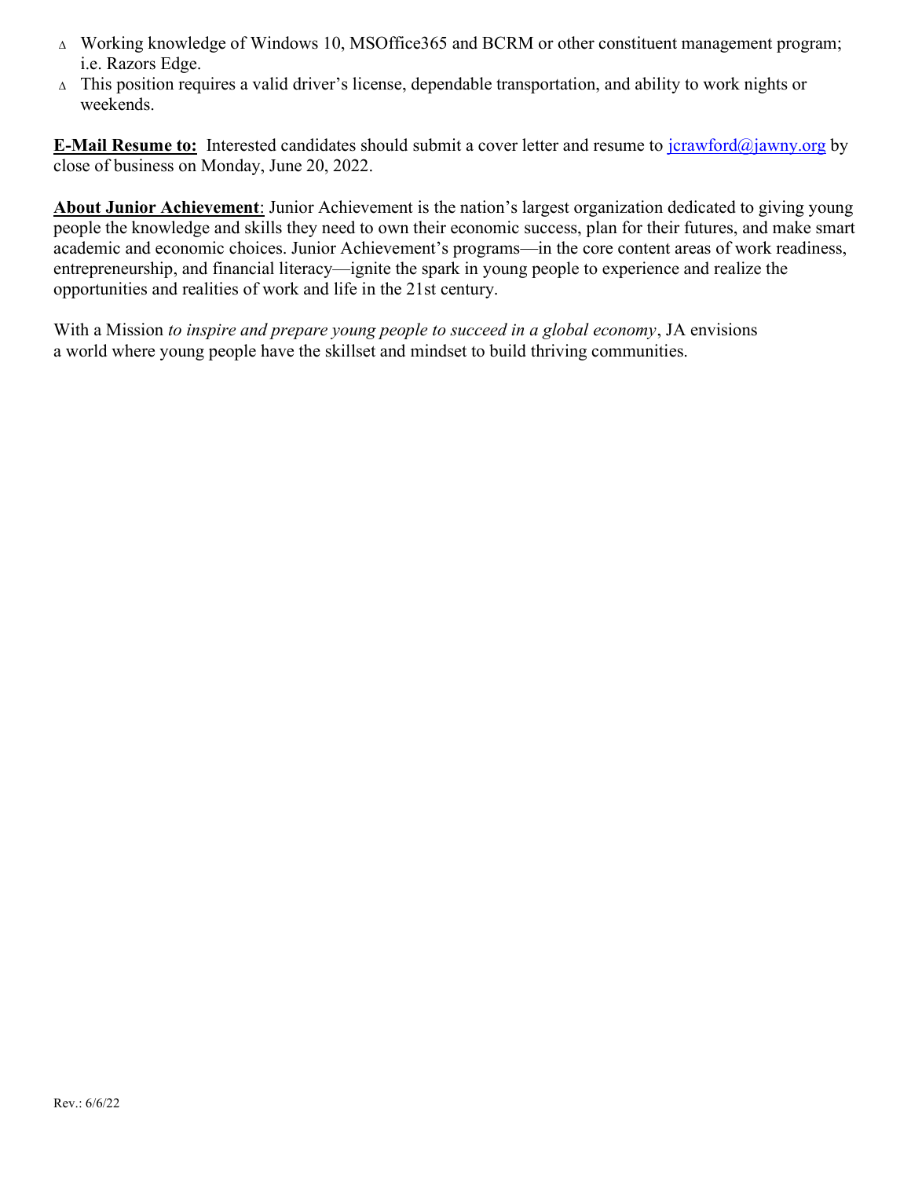- Working knowledge of Windows 10, MSOffice365 and BCRM or other constituent management program; i.e. Razors Edge.
- This position requires a valid driver's license, dependable transportation, and ability to work nights or weekends.

**E-Mail Resume to:** Interested candidates should submit a cover letter and resume to jcrawford@jawny.org by close of business on Monday, June 20, 2022.

**About Junior Achievement**: Junior Achievement is the nation's largest organization dedicated to giving young people the knowledge and skills they need to own their economic success, plan for their futures, and make smart academic and economic choices. Junior Achievement's programs—in the core content areas of work readiness, entrepreneurship, and financial literacy—ignite the spark in young people to experience and realize the opportunities and realities of work and life in the 21st century.

With a Mission *to inspire and prepare young people to succeed in a global economy*, JA envisions a world where young people have the skillset and mindset to build thriving communities.

Rev.: 6/6/22